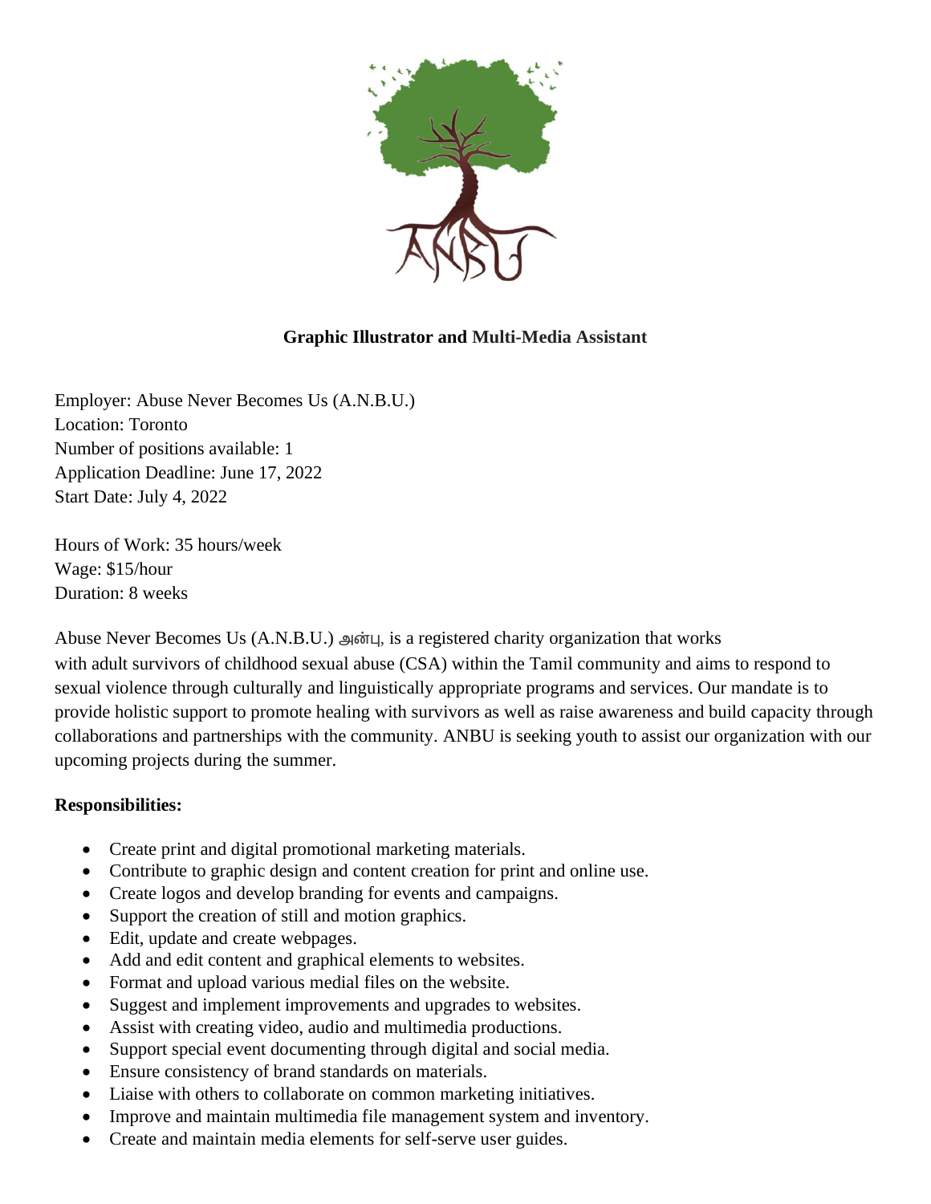**Graphic Illustrator and Multi-Media Assistant**

Employer: Abuse Never Becomes Us (A.N.B.U.)
Location: Toronto
Number of positions available: 1
Application Deadline: June 17, 2022
Start Date: July 4, 2022

Hours of Work: 35 hours/week
Wage: $15/hour
Duration: 8 weeks

Abuse Never Becomes Us (A.N.B.U.) அன்பு, is a registered charity organization that works with adult survivors of childhood sexual abuse (CSA) within the Tamil community and aims to respond to sexual violence through culturally and linguistically appropriate programs and services. Our mandate is to provide holistic support to promote healing with survivors as well as raise awareness and build capacity through collaborations and partnerships with the community. ANBU is seeking youth to assist our organization with our upcoming projects during the summer.

**Responsibilities:**

- Create print and digital promotional marketing materials.
- Contribute to graphic design and content creation for print and online use.
- Create logos and develop branding for events and campaigns.
- Support the creation of still and motion graphics.
- Edit, update and create webpages.
- Add and edit content and graphical elements to websites.
- Format and upload various medial files on the website.
- Suggest and implement improvements and upgrades to websites.
- Assist with creating video, audio and multimedia productions.
- Support special event documenting through digital and social media.
- Ensure consistency of brand standards on materials.
- Liaise with others to collaborate on common marketing initiatives.
- Improve and maintain multimedia file management system and inventory.
- Create and maintain media elements for self-serve user guides.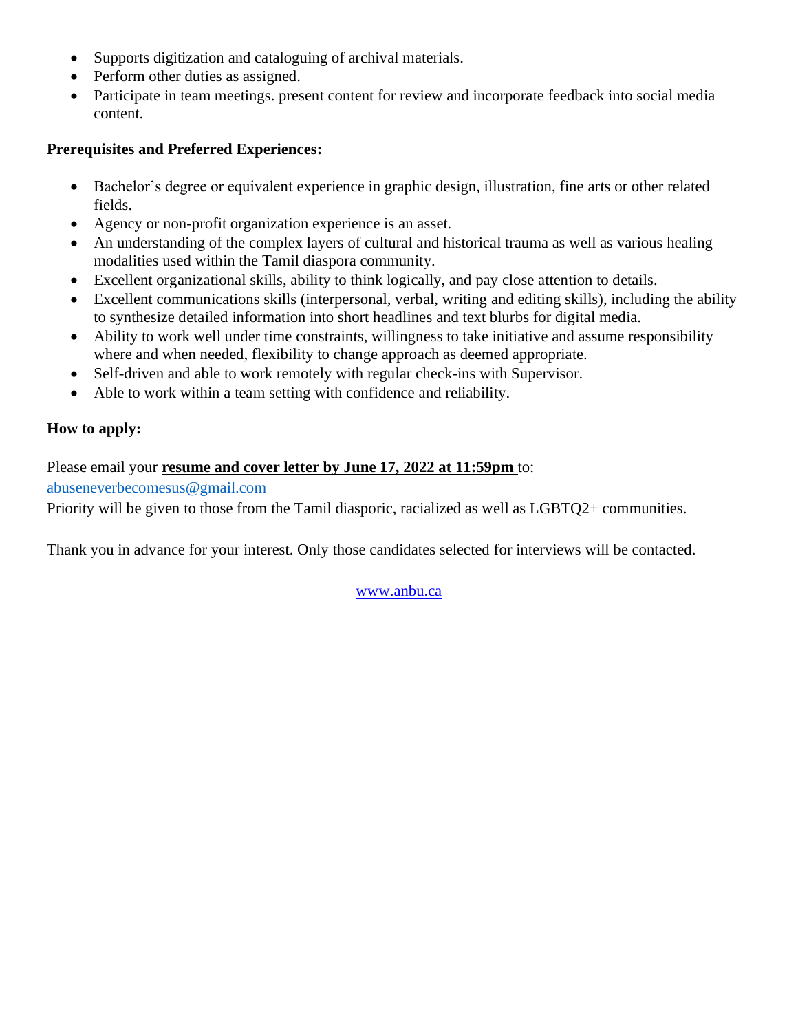- Supports digitization and cataloguing of archival materials.
- Perform other duties as assigned.
- Participate in team meetings. present content for review and incorporate feedback into social media content.

**Prerequisites and Preferred Experiences:**

- Bachelor's degree or equivalent experience in graphic design, illustration, fine arts or other related fields.
- Agency or non-profit organization experience is an asset.
- An understanding of the complex layers of cultural and historical trauma as well as various healing modalities used within the Tamil diaspora community.
- Excellent organizational skills, ability to think logically, and pay close attention to details.
- Excellent communications skills (interpersonal, verbal, writing and editing skills), including the ability to synthesize detailed information into short headlines and text blurbs for digital media.
- Ability to work well under time constraints, willingness to take initiative and assume responsibility where and when needed, flexibility to change approach as deemed appropriate.
- Self-driven and able to work remotely with regular check-ins with Supervisor.
- Able to work within a team setting with confidence and reliability.

**How to apply:**

Please email your **resume and cover letter by June 17, 2022 at 11:59pm** to:
abuseneverbecomesus@gmail.com
Priority will be given to those from the Tamil diasporic, racialized as well as LGBTQ2+ communities.

Thank you in advance for your interest. Only those candidates selected for interviews will be contacted.

www.anbu.ca